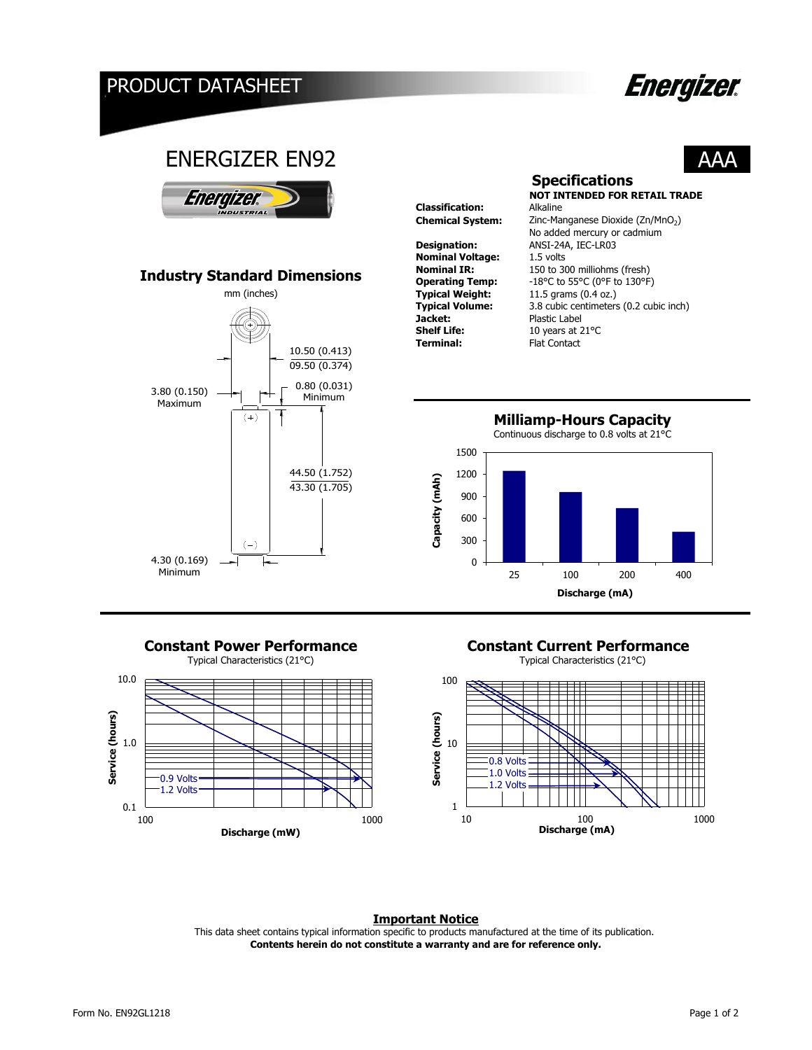# PRODUCT DATASHEET

## ENERGIZER EN92

AAA

## Industry Standard Dimensions

mm (inches)

- 10.50 (0.413) / 09.50 (0.374)
- 3.80 (0.150) Maximum
- 0.80 (0.031) Minimum
- 44.50 (1.752) / 43.30 (1.705)
- 4.30 (0.169) Minimum

## Specifications

**NOT INTENDED FOR RETAIL TRADE**

| | |
|---|---|
| **Classification:** | Alkaline |
| **Chemical System:** | Zinc-Manganese Dioxide ($Zn/MnO_2$) No added mercury or cadmium |
| **Designation:** | ANSI-24A, IEC-LR03 |
| **Nominal Voltage:** | 1.5 volts |
| **Nominal IR:** | 150 to 300 milliohms (fresh) |
| **Operating Temp:** | -18°C to 55°C (0°F to 130°F) |
| **Typical Weight:** | 11.5 grams (0.4 oz.) |
| **Typical Volume:** | 3.8 cubic centimeters (0.2 cubic inch) |
| **Jacket:** | Plastic Label |
| **Shelf Life:** | 10 years at 21°C |
| **Terminal:** | Flat Contact |

## Milliamp-Hours Capacity

Continuous discharge to 0.8 volts at 21°C

Capacity (mAh) vs. Discharge (mA): 25, 100, 200, 400

## Constant Power Performance

Typical Characteristics (21°C)

Service (hours) vs. Discharge (mW); curves: 0.9 Volts, 1.2 Volts

## Constant Current Performance

Typical Characteristics (21°C)

Service (hours) vs. Discharge (mA); curves: 0.8 Volts, 1.0 Volts, 1.2 Volts

**Important Notice**

This data sheet contains typical information specific to products manufactured at the time of its publication.
**Contents herein do not constitute a warranty and are for reference only.**

Form No. EN92GL1218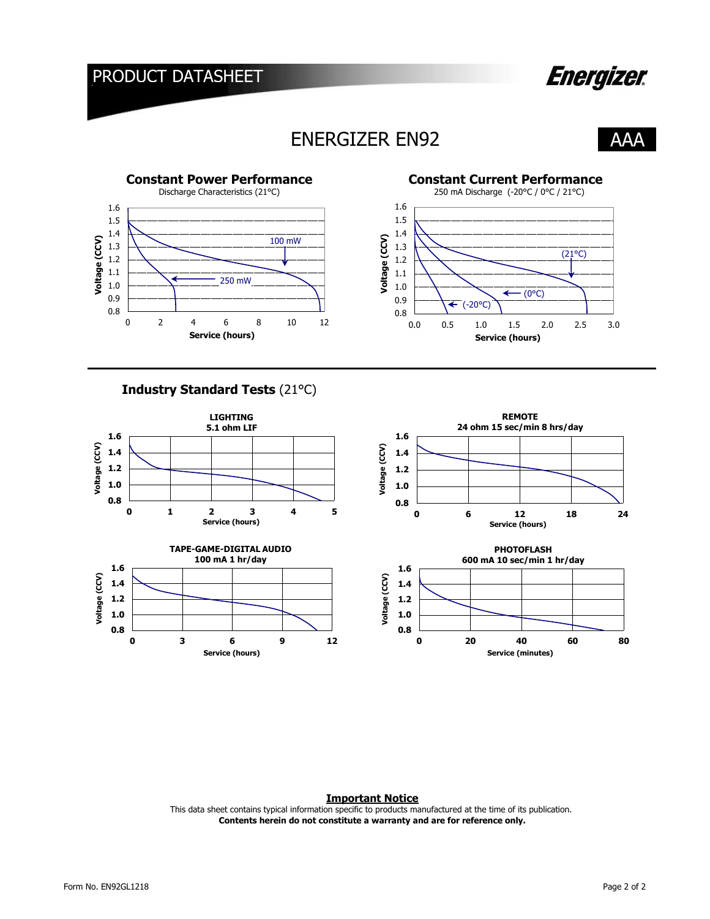# PRODUCT DATASHEET

Energizer

## ENERGIZER EN92

AAA

### Constant Power Performance

Discharge Characteristics (21°C)

Voltage (CCV)
1.6
1.5
1.4
1.3
1.2
1.1
1.0
0.9
0.8

100 mW
250 mW

0 2 4 6 8 10 12
Service (hours)

### Constant Current Performance

250 mA Discharge (-20°C / 0°C / 21°C)

Voltage (CCV)
1.6
1.5
1.4
1.3
1.2
1.1
1.0
0.9
0.8

(21°C)
(0°C)
(-20°C)

0.0 0.5 1.0 1.5 2.0 2.5 3.0
Service (hours)

---

## Industry Standard Tests (21°C)

**LIGHTING**
**5.1 ohm LIF**

Voltage (CCV)
1.6
1.4
1.2
1.0
0.8

0 1 2 3 4 5
Service (hours)

**REMOTE**
**24 ohm 15 sec/min 8 hrs/day**

Voltage (CCV)
1.6
1.4
1.2
1.0
0.8

0 6 12 18 24
Service (hours)

**TAPE-GAME-DIGITAL AUDIO**
**100 mA 1 hr/day**

Voltage (CCV)
1.6
1.4
1.2
1.0
0.8

0 3 6 9 12
Service (hours)

**PHOTOFLASH**
**600 mA 10 sec/min 1 hr/day**

Voltage (CCV)
1.6
1.4
1.2
1.0
0.8

0 20 40 60 80
Service (minutes)

**Important Notice**

This data sheet contains typical information specific to products manufactured at the time of its publication.
**Contents herein do not constitute a warranty and are for reference only.**

Form No. EN92GL1218